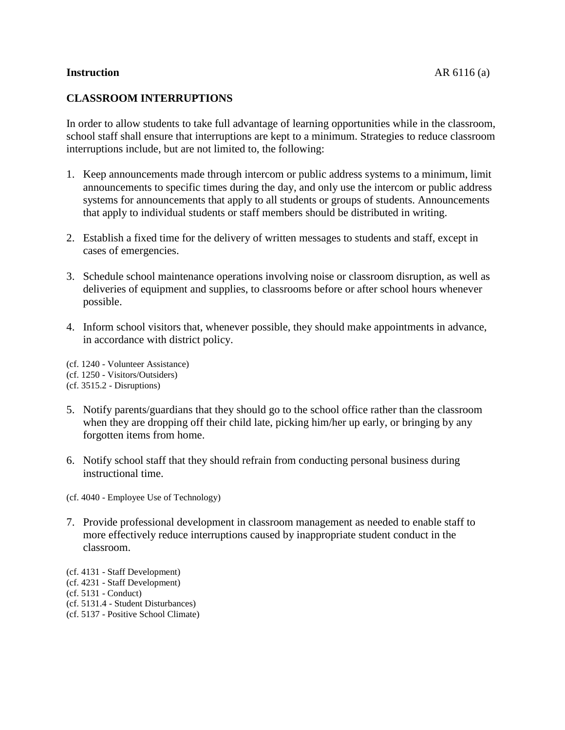**Instruction** AR 6116 (a)

**CLASSROOM INTERRUPTIONS**

In order to allow students to take full advantage of learning opportunities while in the classroom, school staff shall ensure that interruptions are kept to a minimum. Strategies to reduce classroom interruptions include, but are not limited to, the following:

1. Keep announcements made through intercom or public address systems to a minimum, limit announcements to specific times during the day, and only use the intercom or public address systems for announcements that apply to all students or groups of students. Announcements that apply to individual students or staff members should be distributed in writing.

2. Establish a fixed time for the delivery of written messages to students and staff, except in cases of emergencies.

3. Schedule school maintenance operations involving noise or classroom disruption, as well as deliveries of equipment and supplies, to classrooms before or after school hours whenever possible.

4. Inform school visitors that, whenever possible, they should make appointments in advance, in accordance with district policy.

(cf. 1240 - Volunteer Assistance)
(cf. 1250 - Visitors/Outsiders)
(cf. 3515.2 - Disruptions)

5. Notify parents/guardians that they should go to the school office rather than the classroom when they are dropping off their child late, picking him/her up early, or bringing by any forgotten items from home.

6. Notify school staff that they should refrain from conducting personal business during instructional time.

(cf. 4040 - Employee Use of Technology)

7. Provide professional development in classroom management as needed to enable staff to more effectively reduce interruptions caused by inappropriate student conduct in the classroom.

(cf. 4131 - Staff Development)
(cf. 4231 - Staff Development)
(cf. 5131 - Conduct)
(cf. 5131.4 - Student Disturbances)
(cf. 5137 - Positive School Climate)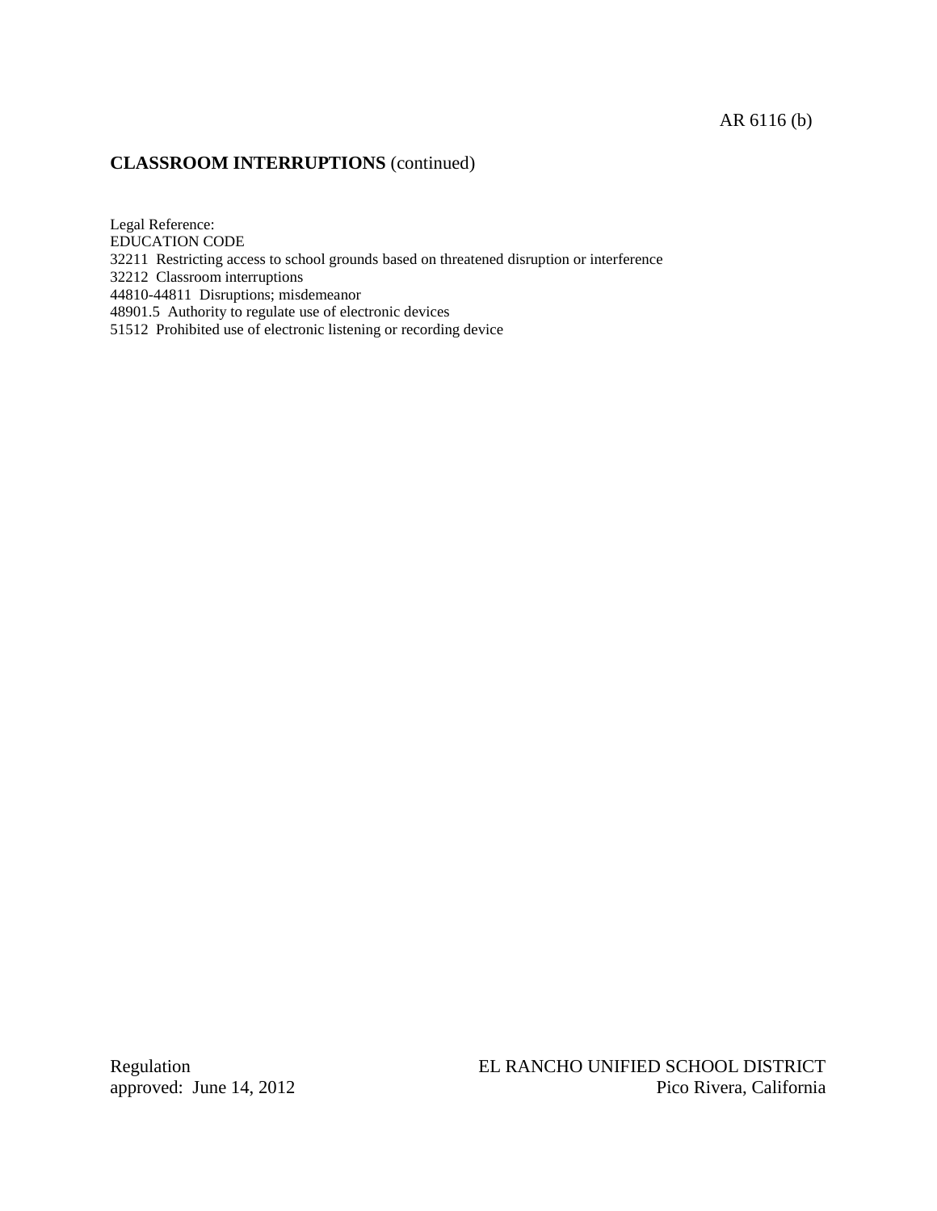**CLASSROOM INTERRUPTIONS** (continued)

Legal Reference:
EDUCATION CODE
32211 Restricting access to school grounds based on threatened disruption or interference
32212 Classroom interruptions
44810-44811 Disruptions; misdemeanor
48901.5 Authority to regulate use of electronic devices
51512 Prohibited use of electronic listening or recording device

Regulation
approved: June 14, 2012

EL RANCHO UNIFIED SCHOOL DISTRICT
Pico Rivera, California